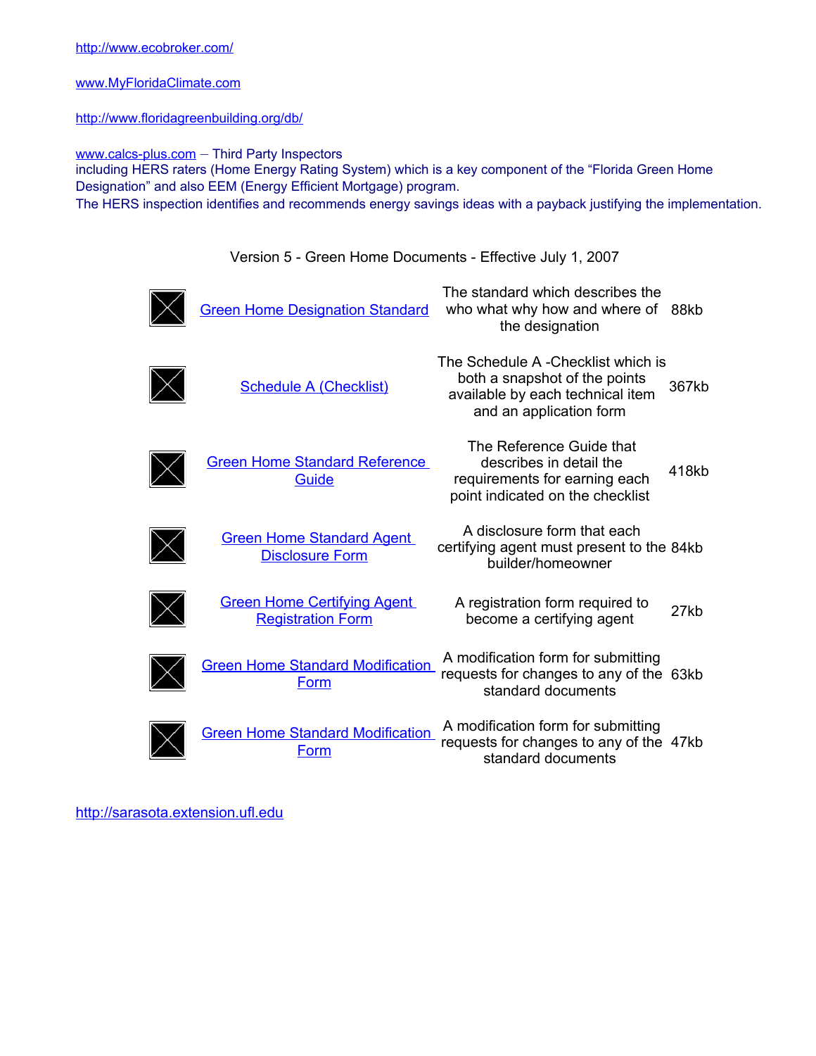http://www.ecobroker.com/

www.MyFloridaClimate.com

http://www.floridagreenbuilding.org/db/

www.calcs-plus.com – Third Party Inspectors
including HERS raters (Home Energy Rating System) which is a key component of the "Florida Green Home Designation" and also EEM (Energy Efficient Mortgage) program.
The HERS inspection identifies and recommends energy savings ideas with a payback justifying the implementation.

Version 5 - Green Home Documents - Effective July 1, 2007

| | Document | Description | Size |
|---|---|---|---|
| | Green Home Designation Standard | The standard which describes the who what why how and where of the designation | 88kb |
| | Schedule A (Checklist) | The Schedule A -Checklist which is both a snapshot of the points available by each technical item and an application form | 367kb |
| | Green Home Standard Reference Guide | The Reference Guide that describes in detail the requirements for earning each point indicated on the checklist | 418kb |
| | Green Home Standard Agent Disclosure Form | A disclosure form that each certifying agent must present to the builder/homeowner | 84kb |
| | Green Home Certifying Agent Registration Form | A registration form required to become a certifying agent | 27kb |
| | Green Home Standard Modification Form | A modification form for submitting requests for changes to any of the standard documents | 63kb |
| | Green Home Standard Modification Form | A modification form for submitting requests for changes to any of the standard documents | 47kb |

http://sarasota.extension.ufl.edu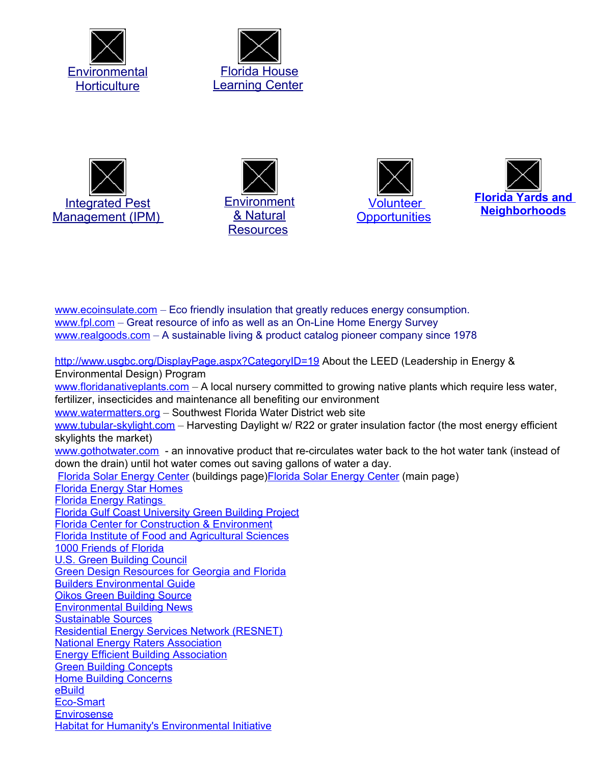Environmental Horticulture

Florida House Learning Center

Integrated Pest Management (IPM)

Environment & Natural Resources

Volunteer Opportunities

**Florida Yards and Neighborhoods**

www.ecoinsulate.com – Eco friendly insulation that greatly reduces energy consumption.
www.fpl.com – Great resource of info as well as an On-Line Home Energy Survey
www.realgoods.com – A sustainable living & product catalog pioneer company since 1978

http://www.usgbc.org/DisplayPage.aspx?CategoryID=19 About the LEED (Leadership in Energy & Environmental Design) Program
www.floridanativeplants.com – A local nursery committed to growing native plants which require less water, fertilizer, insecticides and maintenance all benefiting our environment
www.watermatters.org – Southwest Florida Water District web site
www.tubular-skylight.com – Harvesting Daylight w/ R22 or grater insulation factor (the most energy efficient skylights the market)
www.gothotwater.com - an innovative product that re-circulates water back to the hot water tank (instead of down the drain) until hot water comes out saving gallons of water a day.
Florida Solar Energy Center (buildings page)Florida Solar Energy Center (main page)
Florida Energy Star Homes
Florida Energy Ratings
Florida Gulf Coast University Green Building Project
Florida Center for Construction & Environment
Florida Institute of Food and Agricultural Sciences
1000 Friends of Florida
U.S. Green Building Council
Green Design Resources for Georgia and Florida
Builders Environmental Guide
Oikos Green Building Source
Environmental Building News
Sustainable Sources
Residential Energy Services Network (RESNET)
National Energy Raters Association
Energy Efficient Building Association
Green Building Concepts
Home Building Concerns
eBuild
Eco-Smart
Envirosense
Habitat for Humanity's Environmental Initiative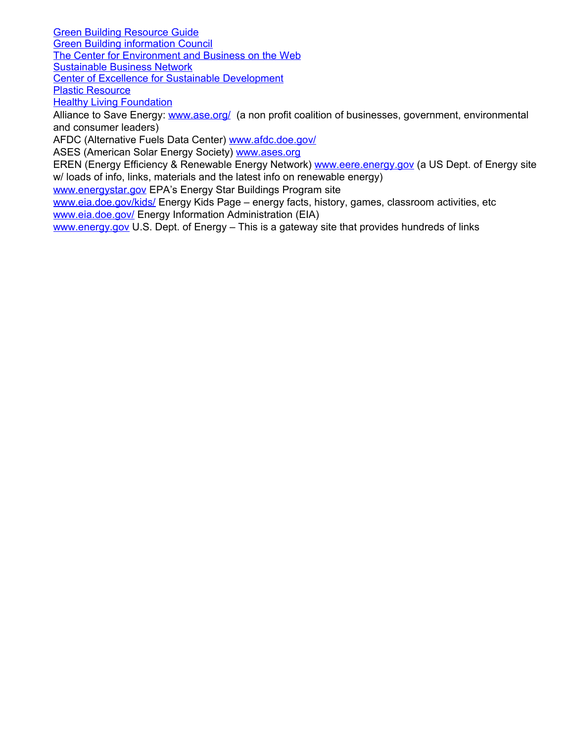Green Building Resource Guide
Green Building information Council
The Center for Environment and Business on the Web
Sustainable Business Network
Center of Excellence for Sustainable Development
Plastic Resource
Healthy Living Foundation
Alliance to Save Energy: www.ase.org/ (a non profit coalition of businesses, government, environmental and consumer leaders)
AFDC (Alternative Fuels Data Center) www.afdc.doe.gov/
ASES (American Solar Energy Society) www.ases.org
EREN (Energy Efficiency & Renewable Energy Network) www.eere.energy.gov (a US Dept. of Energy site w/ loads of info, links, materials and the latest info on renewable energy)
www.energystar.gov EPA's Energy Star Buildings Program site
www.eia.doe.gov/kids/ Energy Kids Page – energy facts, history, games, classroom activities, etc
www.eia.doe.gov/ Energy Information Administration (EIA)
www.energy.gov U.S. Dept. of Energy – This is a gateway site that provides hundreds of links